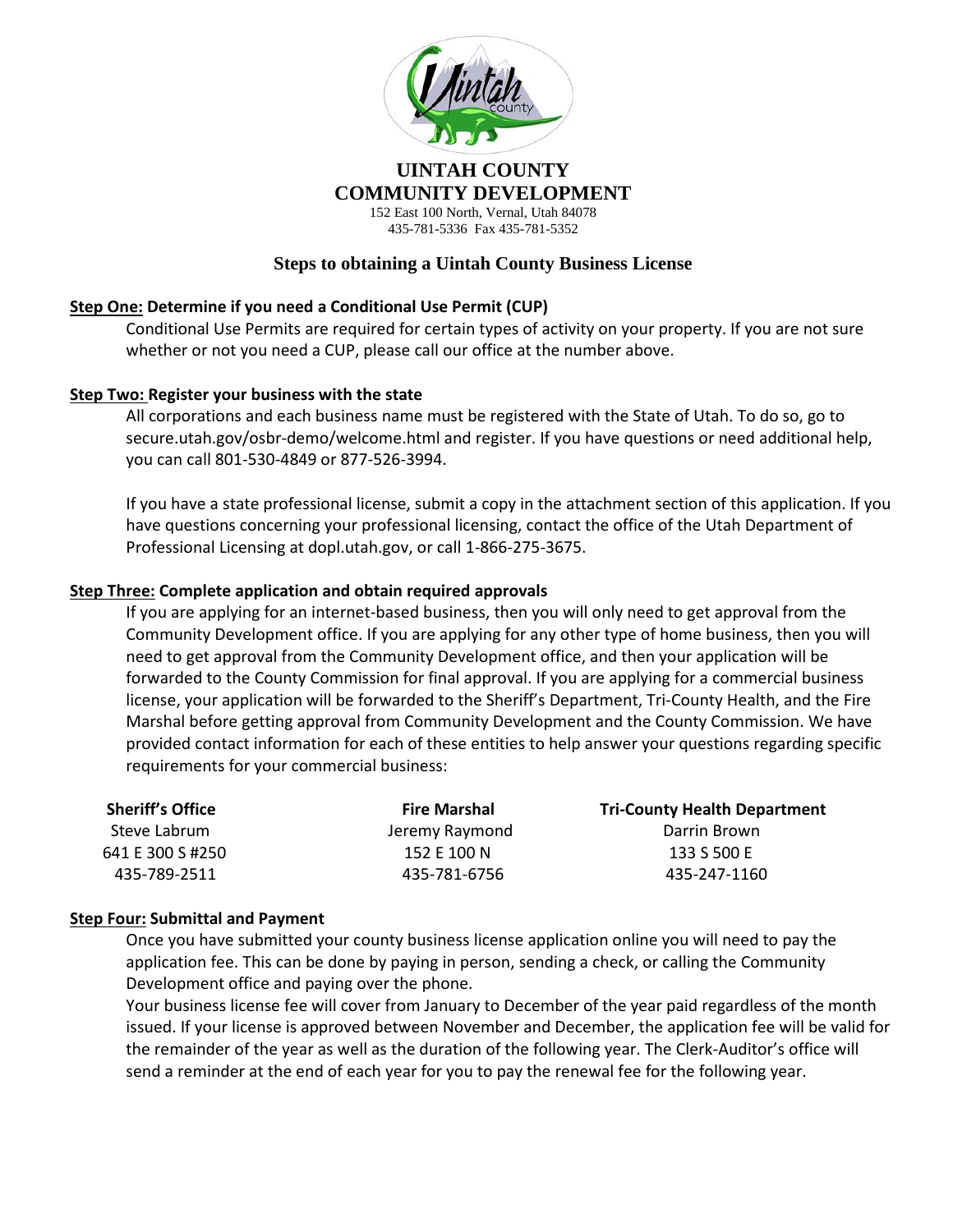# UINTAH COUNTY COMMUNITY DEVELOPMENT

152 East 100 North, Vernal, Utah 84078
435-781-5336 Fax 435-781-5352

## Steps to obtaining a Uintah County Business License

### Step One: Determine if you need a Conditional Use Permit (CUP)

Conditional Use Permits are required for certain types of activity on your property. If you are not sure whether or not you need a CUP, please call our office at the number above.

### Step Two: Register your business with the state

All corporations and each business name must be registered with the State of Utah. To do so, go to secure.utah.gov/osbr-demo/welcome.html and register. If you have questions or need additional help, you can call 801-530-4849 or 877-526-3994.

If you have a state professional license, submit a copy in the attachment section of this application. If you have questions concerning your professional licensing, contact the office of the Utah Department of Professional Licensing at dopl.utah.gov, or call 1-866-275-3675.

### Step Three: Complete application and obtain required approvals

If you are applying for an internet-based business, then you will only need to get approval from the Community Development office. If you are applying for any other type of home business, then you will need to get approval from the Community Development office, and then your application will be forwarded to the County Commission for final approval. If you are applying for a commercial business license, your application will be forwarded to the Sheriff's Department, Tri-County Health, and the Fire Marshal before getting approval from Community Development and the County Commission. We have provided contact information for each of these entities to help answer your questions regarding specific requirements for your commercial business:

| Sheriff's Office | Fire Marshal | Tri-County Health Department |
|---|---|---|
| Steve Labrum | Jeremy Raymond | Darrin Brown |
| 641 E 300 S #250 | 152 E 100 N | 133 S 500 E |
| 435-789-2511 | 435-781-6756 | 435-247-1160 |

### Step Four: Submittal and Payment

Once you have submitted your county business license application online you will need to pay the application fee. This can be done by paying in person, sending a check, or calling the Community Development office and paying over the phone.

Your business license fee will cover from January to December of the year paid regardless of the month issued. If your license is approved between November and December, the application fee will be valid for the remainder of the year as well as the duration of the following year. The Clerk-Auditor's office will send a reminder at the end of each year for you to pay the renewal fee for the following year.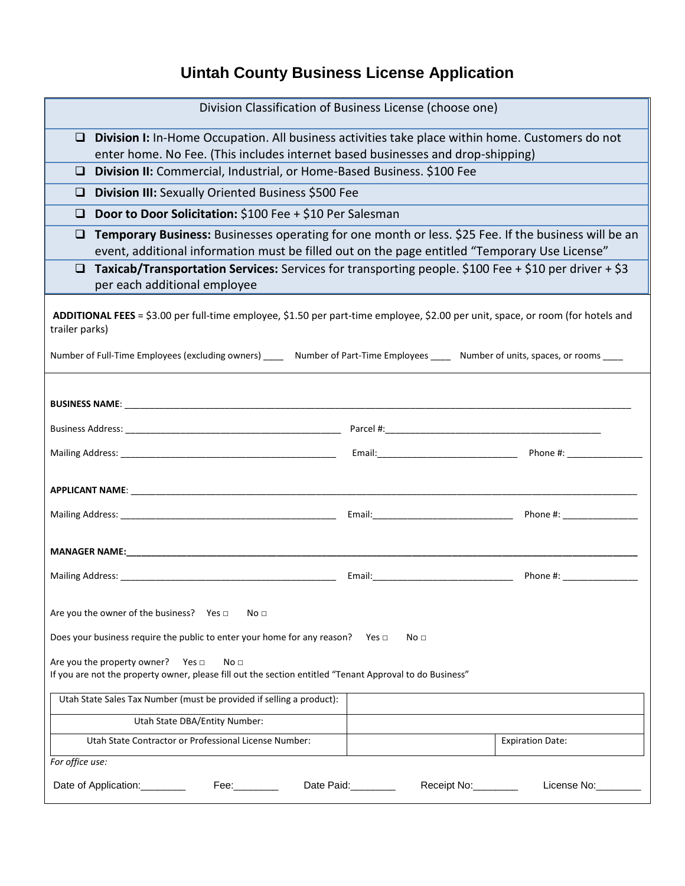# Uintah County Business License Application

| Division Classification of Business License (choose one) |
|---|
| ☐ **Division I:** In-Home Occupation. All business activities take place within home. Customers do not enter home. No Fee. (This includes internet based businesses and drop-shipping) |
| ☐ **Division II:** Commercial, Industrial, or Home-Based Business. $100 Fee |
| ☐ **Division III:** Sexually Oriented Business $500 Fee |
| ☐ **Door to Door Solicitation:** $100 Fee + $10 Per Salesman |
| ☐ **Temporary Business:** Businesses operating for one month or less. $25 Fee. If the business will be an event, additional information must be filled out on the page entitled "Temporary Use License" |
| ☐ **Taxicab/Transportation Services:** Services for transporting people. $100 Fee + $10 per driver + $3 per each additional employee |

**ADDITIONAL FEES** = $3.00 per full-time employee, $1.50 per part-time employee, $2.00 per unit, space, or room (for hotels and trailer parks)

Number of Full-Time Employees (excluding owners) ____ Number of Part-Time Employees ____ Number of units, spaces, or rooms ____

**BUSINESS NAME**: ______________________________

Business Address: ______________________________ Parcel #:______________________________

Mailing Address: ______________________________ Email:______________________________ Phone #: ______________

**APPLICANT NAME**: ______________________________

Mailing Address: ______________________________ Email:______________________________ Phone #: ______________

**MANAGER NAME:**______________________________

Mailing Address: ______________________________ Email:______________________________ Phone #: ______________

Are you the owner of the business? Yes □ No □

Does your business require the public to enter your home for any reason? Yes □ No □

Are you the property owner? Yes □ No □
If you are not the property owner, please fill out the section entitled "Tenant Approval to do Business"

| Utah State Sales Tax Number (must be provided if selling a product): | | |
|---|---|---|
| Utah State DBA/Entity Number: | | |
| Utah State Contractor or Professional License Number: | | Expiration Date: |

*For office use:*

Date of Application:________ Fee:________ Date Paid:________ Receipt No:________ License No:________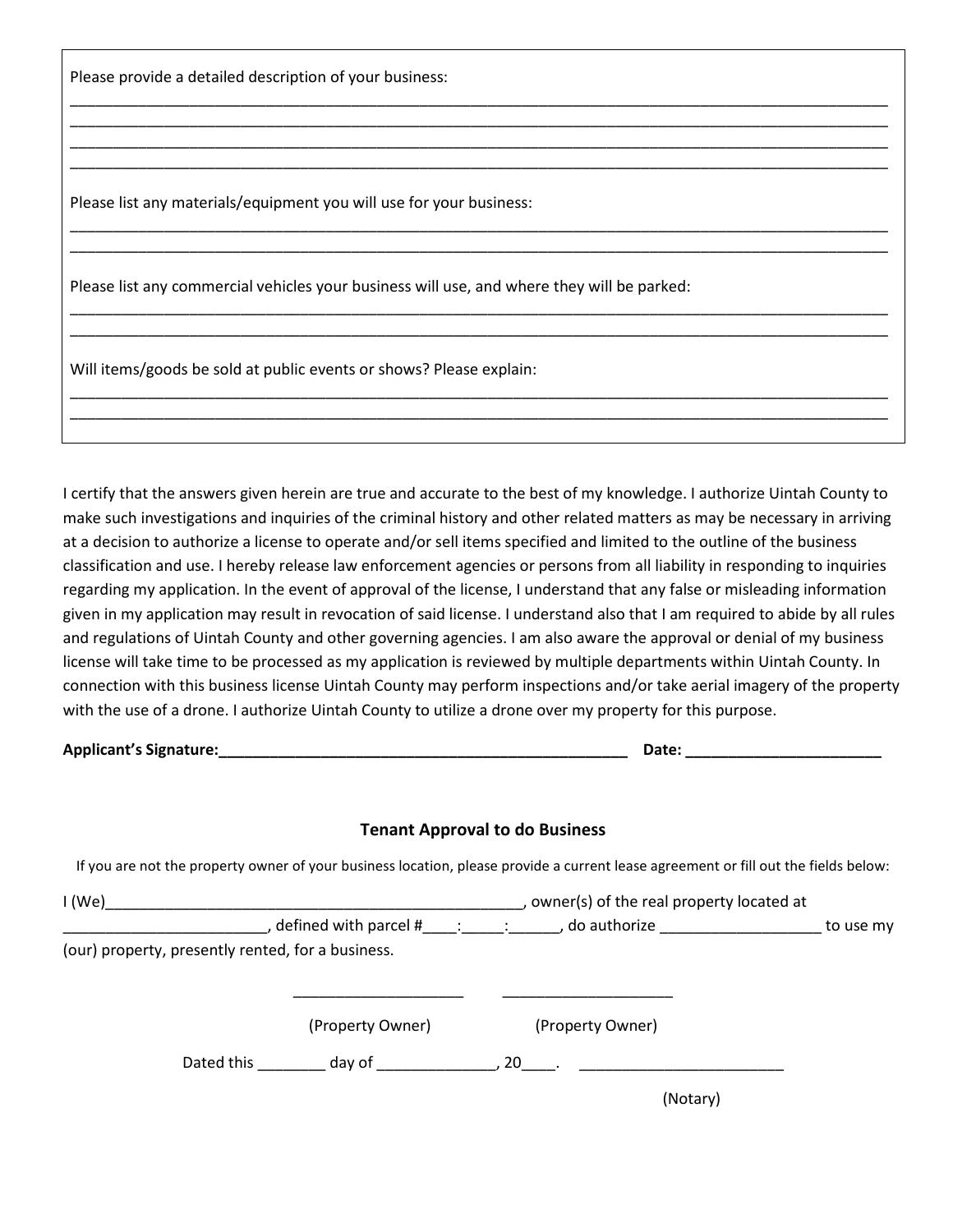Please provide a detailed description of your business:

______________________________________________________________________________________________
______________________________________________________________________________________________
______________________________________________________________________________________________
______________________________________________________________________________________________

Please list any materials/equipment you will use for your business:

______________________________________________________________________________________________
______________________________________________________________________________________________

Please list any commercial vehicles your business will use, and where they will be parked:

______________________________________________________________________________________________
______________________________________________________________________________________________

Will items/goods be sold at public events or shows? Please explain:

______________________________________________________________________________________________
______________________________________________________________________________________________

I certify that the answers given herein are true and accurate to the best of my knowledge. I authorize Uintah County to make such investigations and inquiries of the criminal history and other related matters as may be necessary in arriving at a decision to authorize a license to operate and/or sell items specified and limited to the outline of the business classification and use. I hereby release law enforcement agencies or persons from all liability in responding to inquiries regarding my application. In the event of approval of the license, I understand that any false or misleading information given in my application may result in revocation of said license. I understand also that I am required to abide by all rules and regulations of Uintah County and other governing agencies. I am also aware the approval or denial of my business license will take time to be processed as my application is reviewed by multiple departments within Uintah County. In connection with this business license Uintah County may perform inspections and/or take aerial imagery of the property with the use of a drone. I authorize Uintah County to utilize a drone over my property for this purpose.

**Applicant's Signature:__________________________________________________ Date: _______________________**

### Tenant Approval to do Business

If you are not the property owner of your business location, please provide a current lease agreement or fill out the fields below:

I (We)__________________________________________________, owner(s) of the real property located at ________________________, defined with parcel #____:_____:______, do authorize __________________ to use my (our) property, presently rented, for a business.

____________________ ____________________

(Property Owner) (Property Owner)

Dated this ________ day of ______________, 20____. ________________________

(Notary)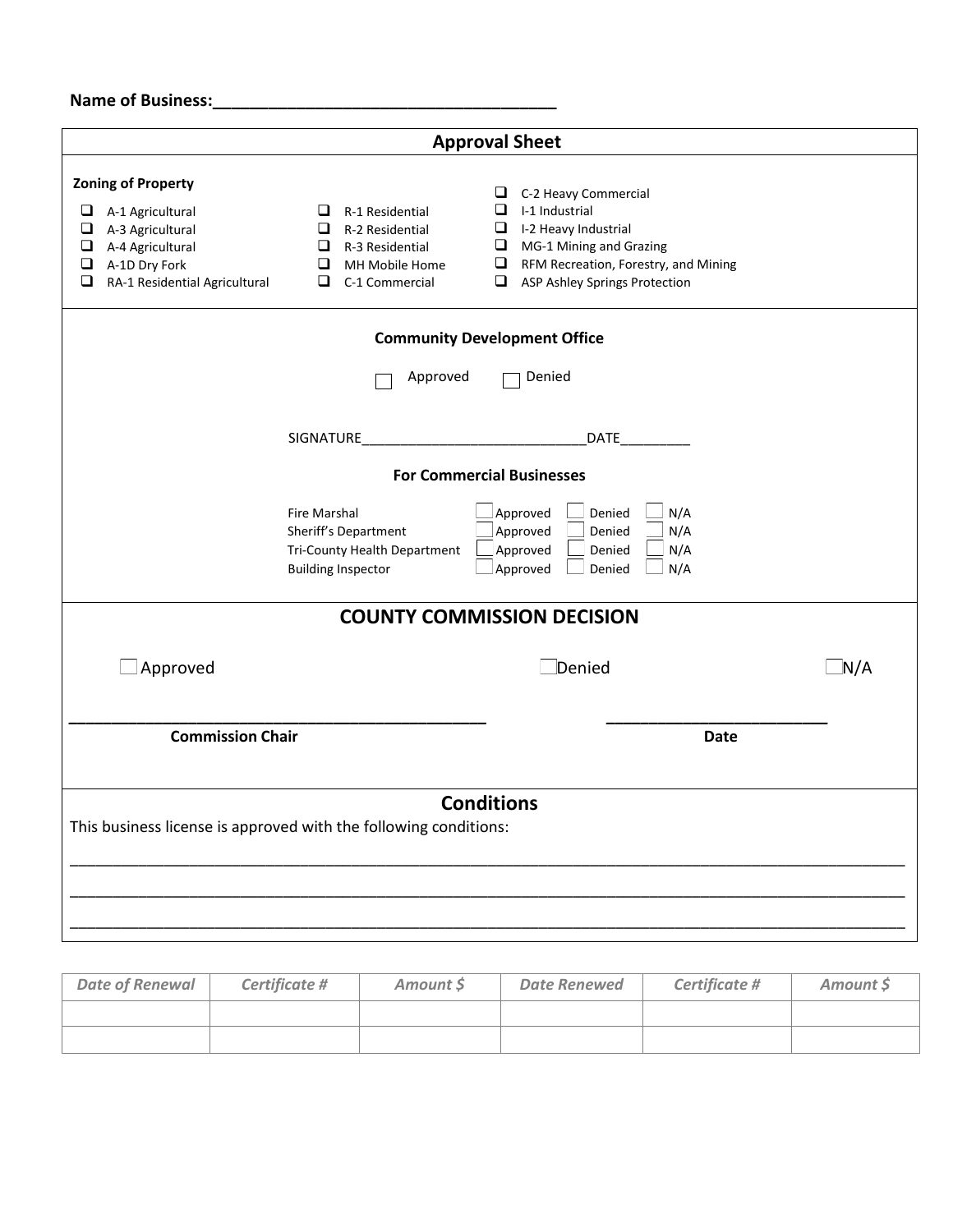**Name of Business:\_\_\_\_\_\_\_\_\_\_\_\_\_\_\_\_\_\_\_\_\_\_\_\_\_\_\_\_\_\_\_\_\_\_\_\_\_\_**

## Approval Sheet

**Zoning of Property**

- ☐ A-1 Agricultural
- ☐ A-3 Agricultural
- ☐ A-4 Agricultural
- ☐ A-1D Dry Fork
- ☐ RA-1 Residential Agricultural
- ☐ R-1 Residential
- ☐ R-2 Residential
- ☐ R-3 Residential
- ☐ MH Mobile Home
- ☐ C-1 Commercial
- ☐ C-2 Heavy Commercial
- ☐ I-1 Industrial
- ☐ I-2 Heavy Industrial
- ☐ MG-1 Mining and Grazing
- ☐ RFM Recreation, Forestry, and Mining
- ☐ ASP Ashley Springs Protection

**Community Development Office**

☐ Approved ☐ Denied

SIGNATURE\_\_\_\_\_\_\_\_\_\_\_\_\_\_\_\_\_\_\_\_\_\_\_\_\_\_\_\_\_\_DATE\_\_\_\_\_\_\_\_\_

**For Commercial Businesses**

| | | | |
|---|---|---|---|
| Fire Marshal | ☐ Approved | ☐ Denied | ☐ N/A |
| Sheriff's Department | ☐ Approved | ☐ Denied | ☐ N/A |
| Tri-County Health Department | ☐ Approved | ☐ Denied | ☐ N/A |
| Building Inspector | ☐ Approved | ☐ Denied | ☐ N/A |

## COUNTY COMMISSION DECISION

☐ Approved ☐ Denied ☐ N/A

\_\_\_\_\_\_\_\_\_\_\_\_\_\_\_\_\_\_\_\_\_\_\_\_\_\_\_\_\_\_\_\_\_\_\_\_\_\_\_\_\_\_\_\_\_\_ \_\_\_\_\_\_\_\_\_\_\_\_\_\_\_\_\_\_\_\_\_\_\_\_\_

**Commission Chair** **Date**

## Conditions

This business license is approved with the following conditions:

\_\_\_\_\_\_\_\_\_\_\_\_\_\_\_\_\_\_\_\_\_\_\_\_\_\_\_\_\_\_\_\_\_\_\_\_\_\_\_\_\_\_\_\_\_\_\_\_\_\_\_\_\_\_\_\_\_\_\_\_\_\_\_\_\_\_\_\_\_\_\_\_\_\_\_\_\_\_\_\_\_\_\_\_\_\_\_\_\_\_

\_\_\_\_\_\_\_\_\_\_\_\_\_\_\_\_\_\_\_\_\_\_\_\_\_\_\_\_\_\_\_\_\_\_\_\_\_\_\_\_\_\_\_\_\_\_\_\_\_\_\_\_\_\_\_\_\_\_\_\_\_\_\_\_\_\_\_\_\_\_\_\_\_\_\_\_\_\_\_\_\_\_\_\_\_\_\_\_\_\_

\_\_\_\_\_\_\_\_\_\_\_\_\_\_\_\_\_\_\_\_\_\_\_\_\_\_\_\_\_\_\_\_\_\_\_\_\_\_\_\_\_\_\_\_\_\_\_\_\_\_\_\_\_\_\_\_\_\_\_\_\_\_\_\_\_\_\_\_\_\_\_\_\_\_\_\_\_\_\_\_\_\_\_\_\_\_\_\_\_\_

| *Date of Renewal* | *Certificate #* | *Amount $* | *Date Renewed* | *Certificate #* | *Amount $* |
|---|---|---|---|---|---|
| | | | | | |
| | | | | | |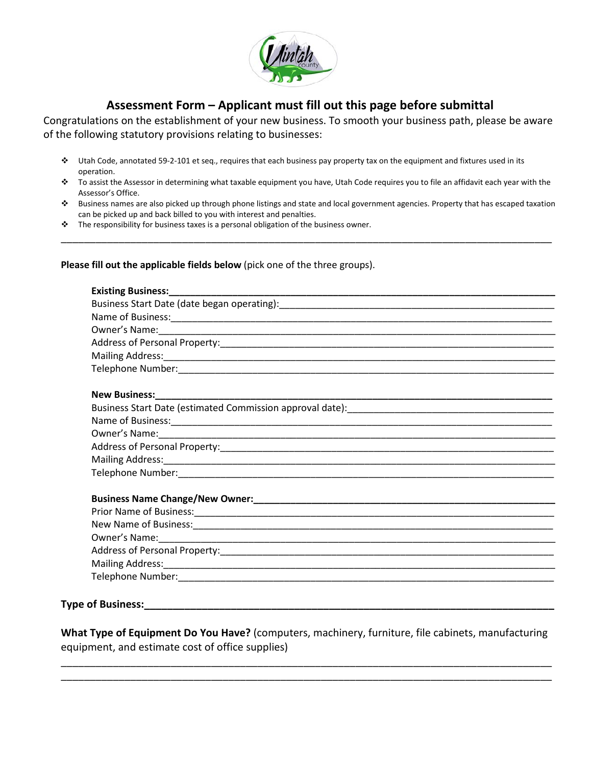## Assessment Form – Applicant must fill out this page before submittal

Congratulations on the establishment of your new business. To smooth your business path, please be aware of the following statutory provisions relating to businesses:

- Utah Code, annotated 59-2-101 et seq., requires that each business pay property tax on the equipment and fixtures used in its operation.
- To assist the Assessor in determining what taxable equipment you have, Utah Code requires you to file an affidavit each year with the Assessor's Office.
- Business names are also picked up through phone listings and state and local government agencies. Property that has escaped taxation can be picked up and back billed to you with interest and penalties.
- The responsibility for business taxes is a personal obligation of the business owner.

---

**Please fill out the applicable fields below** (pick one of the three groups).

**Existing Business:**______________________________

Business Start Date (date began operating):______________________________

Name of Business:______________________________

Owner's Name:______________________________

Address of Personal Property:______________________________

Mailing Address:______________________________

Telephone Number:______________________________

**New Business:**______________________________

Business Start Date (estimated Commission approval date):______________________________

Name of Business:______________________________

Owner's Name:______________________________

Address of Personal Property:______________________________

Mailing Address:______________________________

Telephone Number:______________________________

**Business Name Change/New Owner:**______________________________

Prior Name of Business:______________________________

New Name of Business:______________________________

Owner's Name:______________________________

Address of Personal Property:______________________________

Mailing Address:______________________________

Telephone Number:______________________________

**Type of Business:**______________________________

**What Type of Equipment Do You Have?** (computers, machinery, furniture, file cabinets, manufacturing equipment, and estimate cost of office supplies)

______________________________

______________________________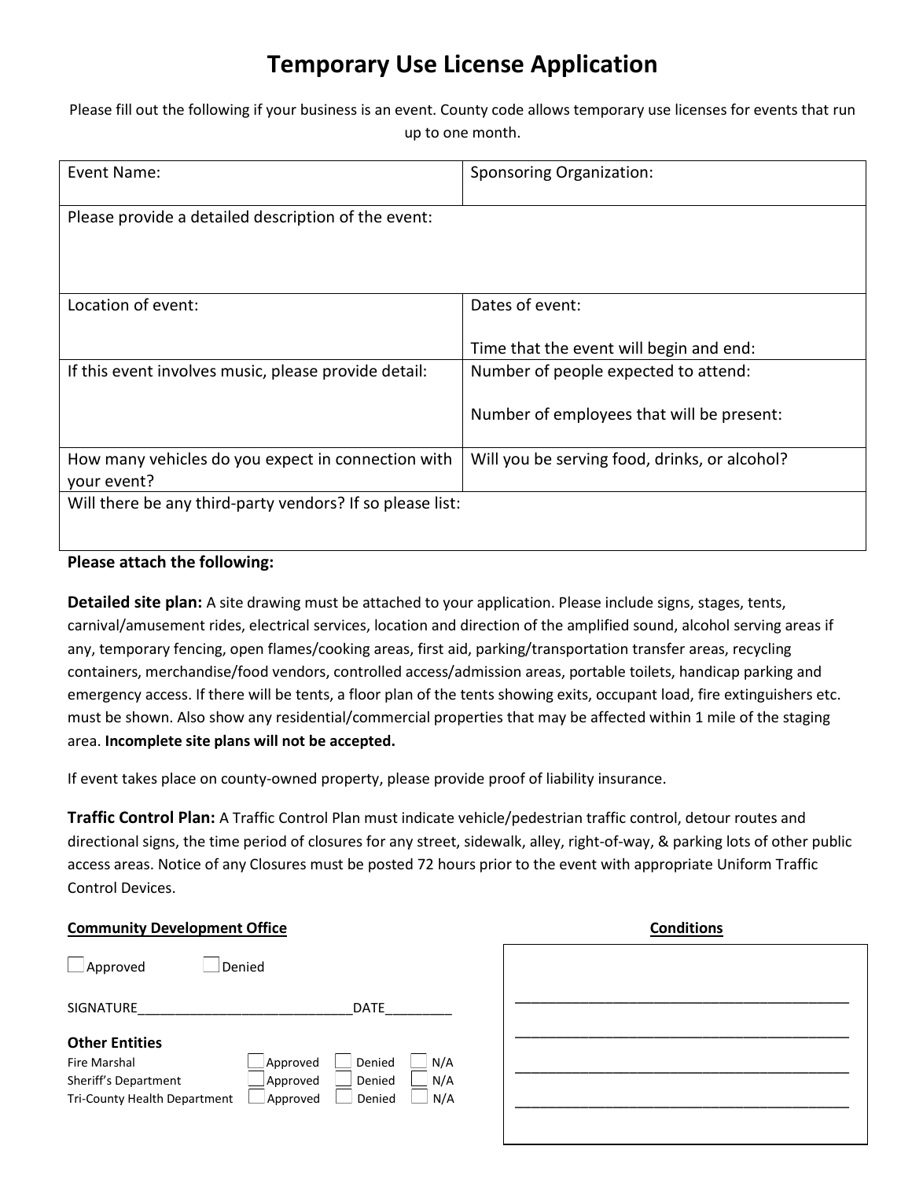# Temporary Use License Application

Please fill out the following if your business is an event. County code allows temporary use licenses for events that run up to one month.

| | |
|---|---|
| Event Name: | Sponsoring Organization: |
| Please provide a detailed description of the event: | |
| Location of event: | Dates of event:<br><br>Time that the event will begin and end: |
| If this event involves music, please provide detail: | Number of people expected to attend:<br><br>Number of employees that will be present: |
| How many vehicles do you expect in connection with your event? | Will you be serving food, drinks, or alcohol? |
| Will there be any third-party vendors? If so please list: | |

**Please attach the following:**

**Detailed site plan:** A site drawing must be attached to your application. Please include signs, stages, tents, carnival/amusement rides, electrical services, location and direction of the amplified sound, alcohol serving areas if any, temporary fencing, open flames/cooking areas, first aid, parking/transportation transfer areas, recycling containers, merchandise/food vendors, controlled access/admission areas, portable toilets, handicap parking and emergency access. If there will be tents, a floor plan of the tents showing exits, occupant load, fire extinguishers etc. must be shown. Also show any residential/commercial properties that may be affected within 1 mile of the staging area. **Incomplete site plans will not be accepted.**

If event takes place on county-owned property, please provide proof of liability insurance.

**Traffic Control Plan:** A Traffic Control Plan must indicate vehicle/pedestrian traffic control, detour routes and directional signs, the time period of closures for any street, sidewalk, alley, right-of-way, & parking lots of other public access areas. Notice of any Closures must be posted 72 hours prior to the event with appropriate Uniform Traffic Control Devices.

**Community Development Office**

☐ Approved ☐ Denied

SIGNATURE____________________________DATE_________

**Other Entities**

| | | | |
|---|---|---|---|
| Fire Marshal | ☐ Approved | ☐ Denied | ☐ N/A |
| Sheriff's Department | ☐ Approved | ☐ Denied | ☐ N/A |
| Tri-County Health Department | ☐ Approved | ☐ Denied | ☐ N/A |

**Conditions**

___________________________________________

___________________________________________

___________________________________________

___________________________________________